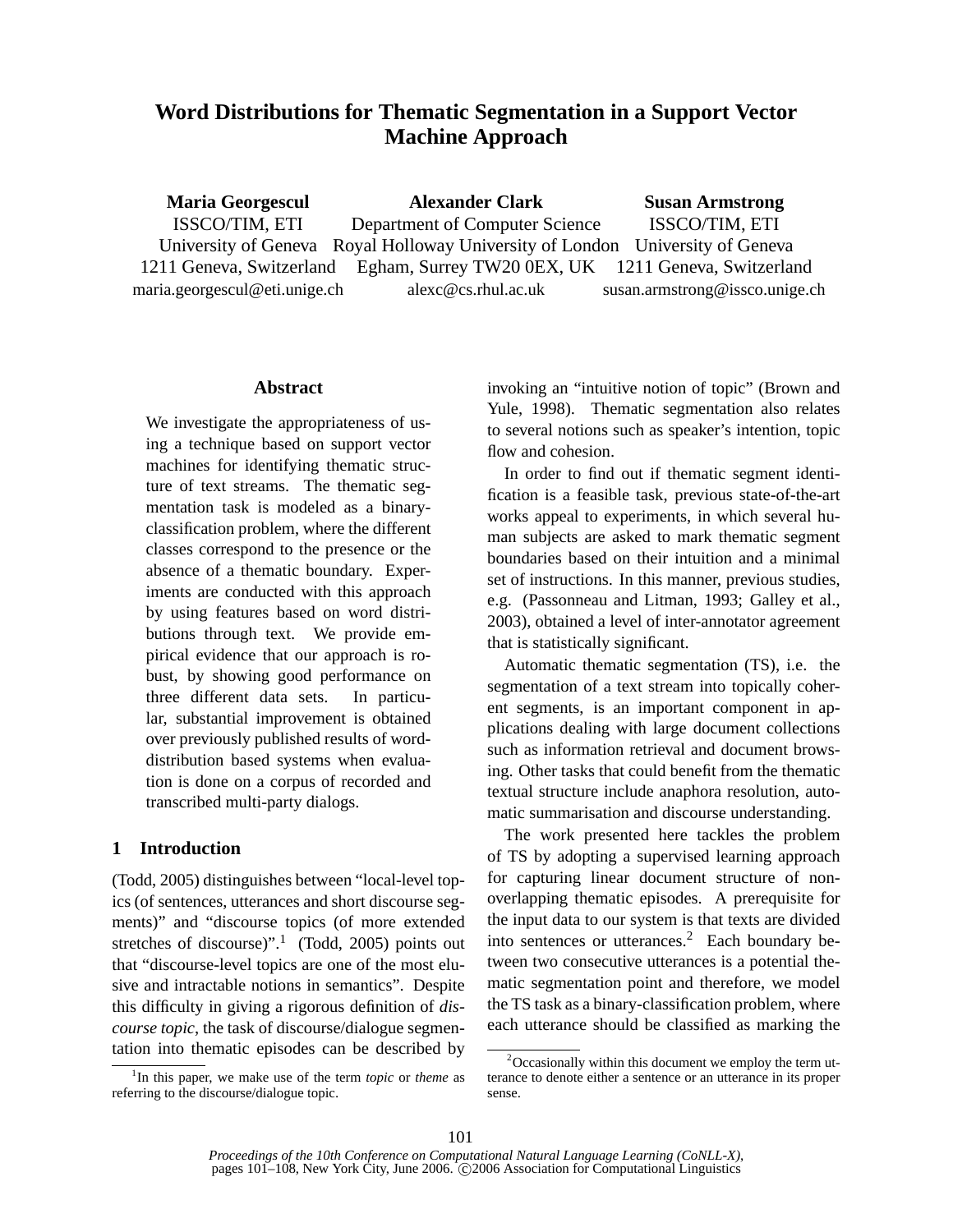# Word Distributions for Thematic Segmentation in a Support Vector Machine Approach

**Maria Georgescul**
ISSCO/TIM, ETI
University of Geneva
1211 Geneva, Switzerland
maria.georgescul@eti.unige.ch

**Alexander Clark**
Department of Computer Science
Royal Holloway University of London
Egham, Surrey TW20 0EX, UK
alexc@cs.rhul.ac.uk

**Susan Armstrong**
ISSCO/TIM, ETI
University of Geneva
1211 Geneva, Switzerland
susan.armstrong@issco.unige.ch

## Abstract

We investigate the appropriateness of using a technique based on support vector machines for identifying thematic structure of text streams. The thematic segmentation task is modeled as a binary-classification problem, where the different classes correspond to the presence or the absence of a thematic boundary. Experiments are conducted with this approach by using features based on word distributions through text. We provide empirical evidence that our approach is robust, by showing good performance on three different data sets. In particular, substantial improvement is obtained over previously published results of word-distribution based systems when evaluation is done on a corpus of recorded and transcribed multi-party dialogs.

## 1 Introduction

(Todd, 2005) distinguishes between "local-level topics (of sentences, utterances and short discourse segments)" and "discourse topics (of more extended stretches of discourse)".[1] (Todd, 2005) points out that "discourse-level topics are one of the most elusive and intractable notions in semantics". Despite this difficulty in giving a rigorous definition of *discourse topic*, the task of discourse/dialogue segmentation into thematic episodes can be described by invoking an "intuitive notion of topic" (Brown and Yule, 1998). Thematic segmentation also relates to several notions such as speaker's intention, topic flow and cohesion.

In order to find out if thematic segment identification is a feasible task, previous state-of-the-art works appeal to experiments, in which several human subjects are asked to mark thematic segment boundaries based on their intuition and a minimal set of instructions. In this manner, previous studies, e.g. (Passonneau and Litman, 1993; Galley et al., 2003), obtained a level of inter-annotator agreement that is statistically significant.

Automatic thematic segmentation (TS), i.e. the segmentation of a text stream into topically coherent segments, is an important component in applications dealing with large document collections such as information retrieval and document browsing. Other tasks that could benefit from the thematic textual structure include anaphora resolution, automatic summarisation and discourse understanding.

The work presented here tackles the problem of TS by adopting a supervised learning approach for capturing linear document structure of non-overlapping thematic episodes. A prerequisite for the input data to our system is that texts are divided into sentences or utterances.[2] Each boundary between two consecutive utterances is a potential thematic segmentation point and therefore, we model the TS task as a binary-classification problem, where each utterance should be classified as marking the

[1] In this paper, we make use of the term *topic* or *theme* as referring to the discourse/dialogue topic.

[2] Occasionally within this document we employ the term utterance to denote either a sentence or an utterance in its proper sense.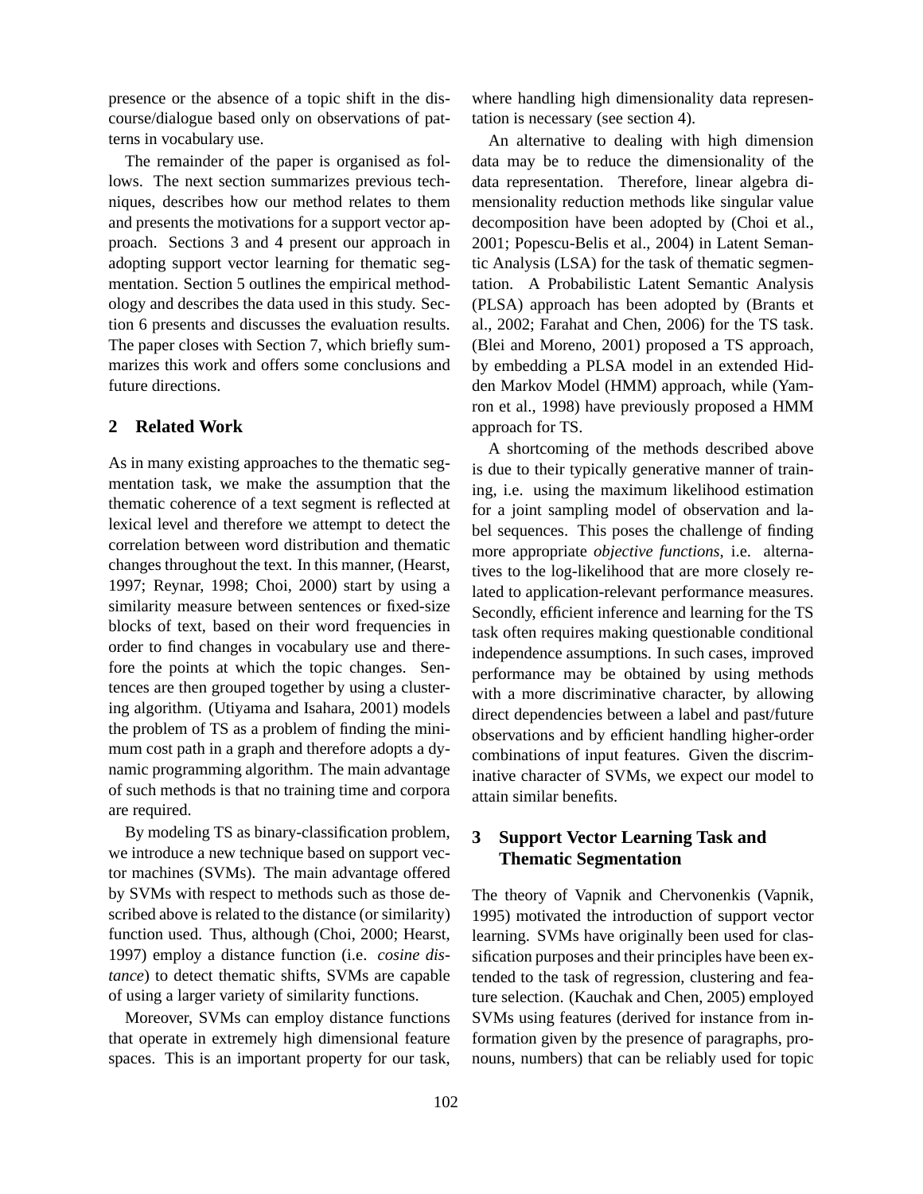presence or the absence of a topic shift in the discourse/dialogue based only on observations of patterns in vocabulary use.

The remainder of the paper is organised as follows. The next section summarizes previous techniques, describes how our method relates to them and presents the motivations for a support vector approach. Sections 3 and 4 present our approach in adopting support vector learning for thematic segmentation. Section 5 outlines the empirical methodology and describes the data used in this study. Section 6 presents and discusses the evaluation results. The paper closes with Section 7, which briefly summarizes this work and offers some conclusions and future directions.

## 2 Related Work

As in many existing approaches to the thematic segmentation task, we make the assumption that the thematic coherence of a text segment is reflected at lexical level and therefore we attempt to detect the correlation between word distribution and thematic changes throughout the text. In this manner, (Hearst, 1997; Reynar, 1998; Choi, 2000) start by using a similarity measure between sentences or fixed-size blocks of text, based on their word frequencies in order to find changes in vocabulary use and therefore the points at which the topic changes. Sentences are then grouped together by using a clustering algorithm. (Utiyama and Isahara, 2001) models the problem of TS as a problem of finding the minimum cost path in a graph and therefore adopts a dynamic programming algorithm. The main advantage of such methods is that no training time and corpora are required.

By modeling TS as binary-classification problem, we introduce a new technique based on support vector machines (SVMs). The main advantage offered by SVMs with respect to methods such as those described above is related to the distance (or similarity) function used. Thus, although (Choi, 2000; Hearst, 1997) employ a distance function (i.e. *cosine distance*) to detect thematic shifts, SVMs are capable of using a larger variety of similarity functions.

Moreover, SVMs can employ distance functions that operate in extremely high dimensional feature spaces. This is an important property for our task, where handling high dimensionality data representation is necessary (see section 4).

An alternative to dealing with high dimension data may be to reduce the dimensionality of the data representation. Therefore, linear algebra dimensionality reduction methods like singular value decomposition have been adopted by (Choi et al., 2001; Popescu-Belis et al., 2004) in Latent Semantic Analysis (LSA) for the task of thematic segmentation. A Probabilistic Latent Semantic Analysis (PLSA) approach has been adopted by (Brants et al., 2002; Farahat and Chen, 2006) for the TS task. (Blei and Moreno, 2001) proposed a TS approach, by embedding a PLSA model in an extended Hidden Markov Model (HMM) approach, while (Yamron et al., 1998) have previously proposed a HMM approach for TS.

A shortcoming of the methods described above is due to their typically generative manner of training, i.e. using the maximum likelihood estimation for a joint sampling model of observation and label sequences. This poses the challenge of finding more appropriate *objective functions*, i.e. alternatives to the log-likelihood that are more closely related to application-relevant performance measures. Secondly, efficient inference and learning for the TS task often requires making questionable conditional independence assumptions. In such cases, improved performance may be obtained by using methods with a more discriminative character, by allowing direct dependencies between a label and past/future observations and by efficient handling higher-order combinations of input features. Given the discriminative character of SVMs, we expect our model to attain similar benefits.

## 3 Support Vector Learning Task and Thematic Segmentation

The theory of Vapnik and Chervonenkis (Vapnik, 1995) motivated the introduction of support vector learning. SVMs have originally been used for classification purposes and their principles have been extended to the task of regression, clustering and feature selection. (Kauchak and Chen, 2005) employed SVMs using features (derived for instance from information given by the presence of paragraphs, pronouns, numbers) that can be reliably used for topic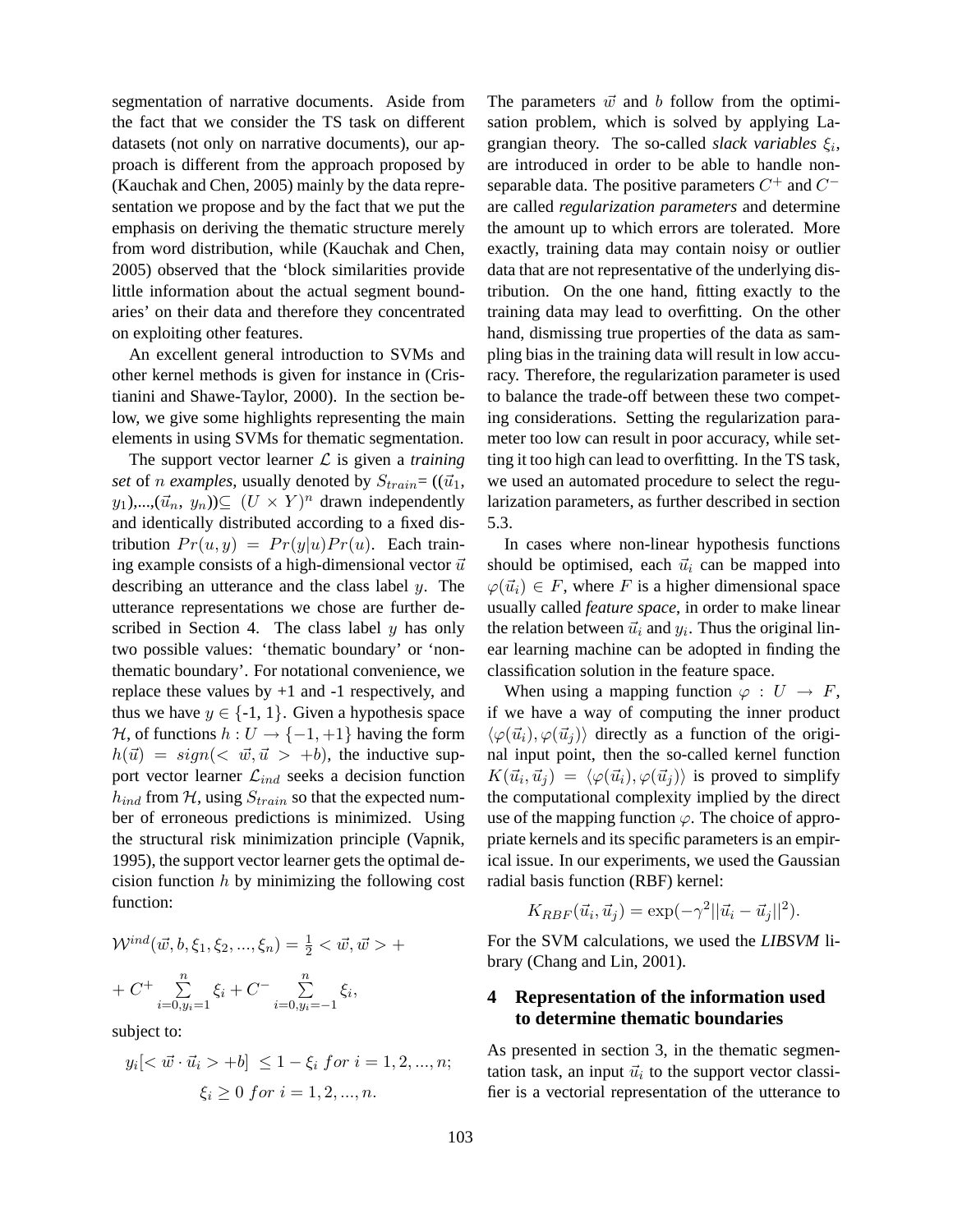segmentation of narrative documents. Aside from the fact that we consider the TS task on different datasets (not only on narrative documents), our approach is different from the approach proposed by (Kauchak and Chen, 2005) mainly by the data representation we propose and by the fact that we put the emphasis on deriving the thematic structure merely from word distribution, while (Kauchak and Chen, 2005) observed that the 'block similarities provide little information about the actual segment boundaries' on their data and therefore they concentrated on exploiting other features.

An excellent general introduction to SVMs and other kernel methods is given for instance in (Cristianini and Shawe-Taylor, 2000). In the section below, we give some highlights representing the main elements in using SVMs for thematic segmentation.

The support vector learner $\mathcal{L}$ is given a *training set* of $n$ *examples*, usually denoted by $S_{train}$= (($\vec{u}_1$, $y_1$),...,($\vec{u}_n$, $y_n$))$\subseteq$ $(U \times Y)^n$ drawn independently and identically distributed according to a fixed distribution $Pr(u, y) = Pr(y|u)Pr(u)$. Each training example consists of a high-dimensional vector $\vec{u}$ describing an utterance and the class label $y$. The utterance representations we chose are further described in Section 4. The class label $y$ has only two possible values: 'thematic boundary' or 'non-thematic boundary'. For notational convenience, we replace these values by +1 and -1 respectively, and thus we have $y \in$ {-1, 1}. Given a hypothesis space $\mathcal{H}$, of functions $h : U \rightarrow \{-1, +1\}$ having the form $h(\vec{u}) = sign(< \vec{w}, \vec{u} > +b)$, the inductive support vector learner $\mathcal{L}_{ind}$ seeks a decision function $h_{ind}$ from $\mathcal{H}$, using $S_{train}$ so that the expected number of erroneous predictions is minimized. Using the structural risk minimization principle (Vapnik, 1995), the support vector learner gets the optimal decision function $h$ by minimizing the following cost function:

$$\mathcal{W}^{ind}(\vec{w}, b, \xi_1, \xi_2, ..., \xi_n) = \frac{1}{2} < \vec{w}, \vec{w} > +$$

$$+ \, C^+ \sum_{i=0, y_i=1}^{n} \xi_i + C^- \sum_{i=0, y_i=-1}^{n} \xi_i,$$

subject to:

$$y_i[< \vec{w} \cdot \vec{u}_i > +b] \ \leq 1 - \xi_i \ for \ i = 1, 2, ..., n;$$

$$\xi_i \geq 0 \ for \ i = 1, 2, ..., n.$$

The parameters $\vec{w}$ and $b$ follow from the optimisation problem, which is solved by applying Lagrangian theory. The so-called *slack variables* $\xi_i$, are introduced in order to be able to handle non-separable data. The positive parameters $C^+$ and $C^-$ are called *regularization parameters* and determine the amount up to which errors are tolerated. More exactly, training data may contain noisy or outlier data that are not representative of the underlying distribution. On the one hand, fitting exactly to the training data may lead to overfitting. On the other hand, dismissing true properties of the data as sampling bias in the training data will result in low accuracy. Therefore, the regularization parameter is used to balance the trade-off between these two competing considerations. Setting the regularization parameter too low can result in poor accuracy, while setting it too high can lead to overfitting. In the TS task, we used an automated procedure to select the regularization parameters, as further described in section 5.3.

In cases where non-linear hypothesis functions should be optimised, each $\vec{u}_i$ can be mapped into $\varphi(\vec{u}_i) \in F$, where $F$ is a higher dimensional space usually called *feature space*, in order to make linear the relation between $\vec{u}_i$ and $y_i$. Thus the original linear learning machine can be adopted in finding the classification solution in the feature space.

When using a mapping function $\varphi : U \rightarrow F$, if we have a way of computing the inner product $\langle\varphi(\vec{u}_i), \varphi(\vec{u}_j)\rangle$ directly as a function of the original input point, then the so-called kernel function $K(\vec{u}_i, \vec{u}_j) = \langle\varphi(\vec{u}_i), \varphi(\vec{u}_j)\rangle$ is proved to simplify the computational complexity implied by the direct use of the mapping function $\varphi$. The choice of appropriate kernels and its specific parameters is an empirical issue. In our experiments, we used the Gaussian radial basis function (RBF) kernel:

$$K_{RBF}(\vec{u}_i, \vec{u}_j) = \exp(-\gamma^2||\vec{u}_i - \vec{u}_j||^2).$$

For the SVM calculations, we used the ***LIBSVM*** library (Chang and Lin, 2001).

## 4 Representation of the information used to determine thematic boundaries

As presented in section 3, in the thematic segmentation task, an input $\vec{u}_i$ to the support vector classifier is a vectorial representation of the utterance to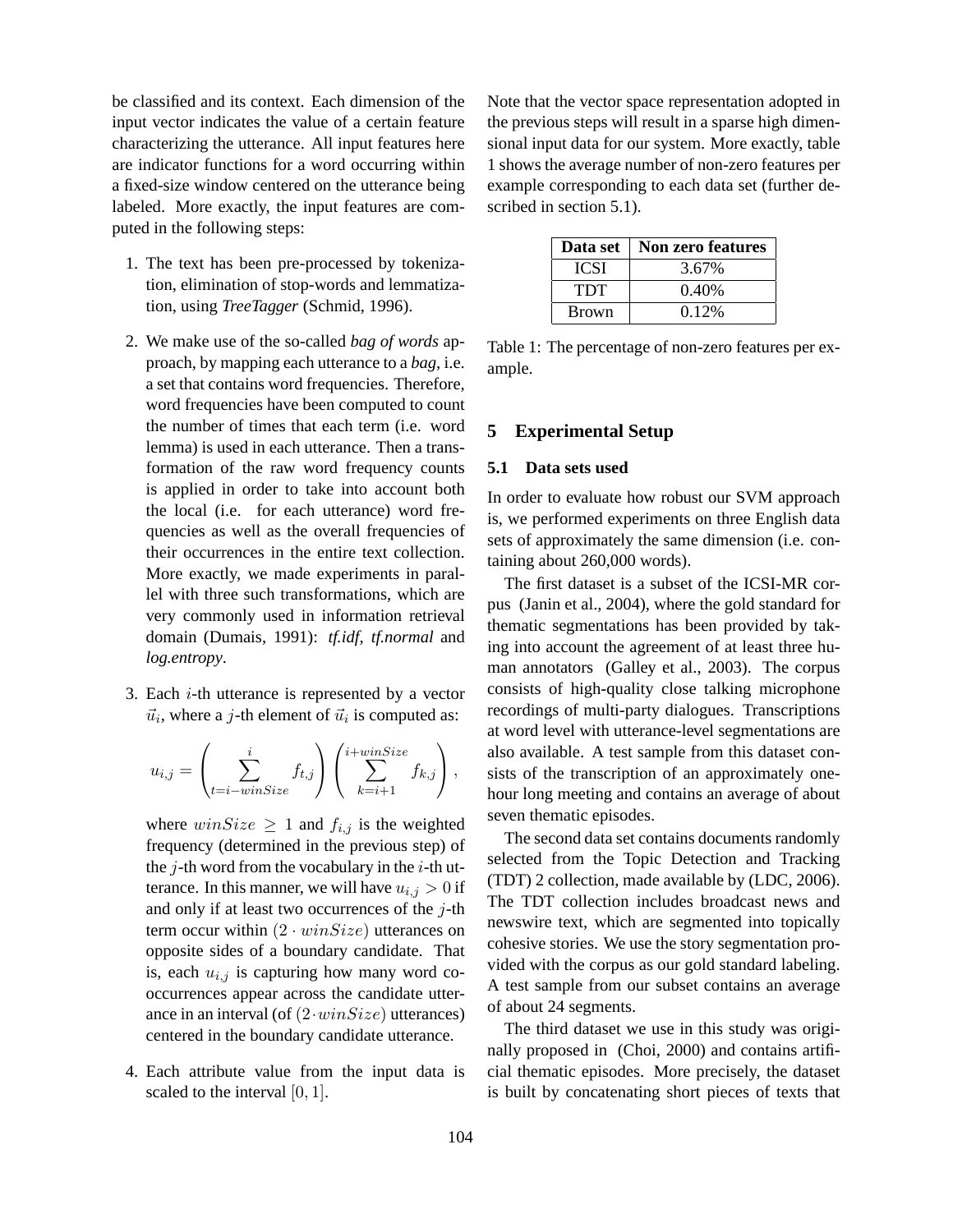be classified and its context. Each dimension of the input vector indicates the value of a certain feature characterizing the utterance. All input features here are indicator functions for a word occurring within a fixed-size window centered on the utterance being labeled. More exactly, the input features are computed in the following steps:

1. The text has been pre-processed by tokenization, elimination of stop-words and lemmatization, using *TreeTagger* (Schmid, 1996).

2. We make use of the so-called *bag of words* approach, by mapping each utterance to a *bag*, i.e. a set that contains word frequencies. Therefore, word frequencies have been computed to count the number of times that each term (i.e. word lemma) is used in each utterance. Then a transformation of the raw word frequency counts is applied in order to take into account both the local (i.e. for each utterance) word frequencies as well as the overall frequencies of their occurrences in the entire text collection. More exactly, we made experiments in parallel with three such transformations, which are very commonly used in information retrieval domain (Dumais, 1991): *tf.idf*, *tf.normal* and *log.entropy*.

3. Each $i$-th utterance is represented by a vector $\vec{u}_i$, where a $j$-th element of $\vec{u}_i$ is computed as:

$$u_{i,j} = \left( \sum_{t=i-winSize}^{i} f_{t,j} \right) \left( \sum_{k=i+1}^{i+winSize} f_{k,j} \right),$$

   where $winSize \geq 1$ and $f_{i,j}$ is the weighted frequency (determined in the previous step) of the $j$-th word from the vocabulary in the $i$-th utterance. In this manner, we will have $u_{i,j} > 0$ if and only if at least two occurrences of the $j$-th term occur within $(2 \cdot winSize)$ utterances on opposite sides of a boundary candidate. That is, each $u_{i,j}$ is capturing how many word co-occurrences appear across the candidate utterance in an interval (of $(2 \cdot winSize)$ utterances) centered in the boundary candidate utterance.

4. Each attribute value from the input data is scaled to the interval $[0, 1]$.

Note that the vector space representation adopted in the previous steps will result in a sparse high dimensional input data for our system. More exactly, table 1 shows the average number of non-zero features per example corresponding to each data set (further described in section 5.1).

| Data set | Non zero features |
|---|---|
| ICSI | 3.67% |
| TDT | 0.40% |
| Brown | 0.12% |

Table 1: The percentage of non-zero features per example.

## 5 Experimental Setup

### 5.1 Data sets used

In order to evaluate how robust our SVM approach is, we performed experiments on three English data sets of approximately the same dimension (i.e. containing about 260,000 words).

The first dataset is a subset of the ICSI-MR corpus (Janin et al., 2004), where the gold standard for thematic segmentations has been provided by taking into account the agreement of at least three human annotators (Galley et al., 2003). The corpus consists of high-quality close talking microphone recordings of multi-party dialogues. Transcriptions at word level with utterance-level segmentations are also available. A test sample from this dataset consists of the transcription of an approximately one-hour long meeting and contains an average of about seven thematic episodes.

The second data set contains documents randomly selected from the Topic Detection and Tracking (TDT) 2 collection, made available by (LDC, 2006). The TDT collection includes broadcast news and newswire text, which are segmented into topically cohesive stories. We use the story segmentation provided with the corpus as our gold standard labeling. A test sample from our subset contains an average of about 24 segments.

The third dataset we use in this study was originally proposed in (Choi, 2000) and contains artificial thematic episodes. More precisely, the dataset is built by concatenating short pieces of texts that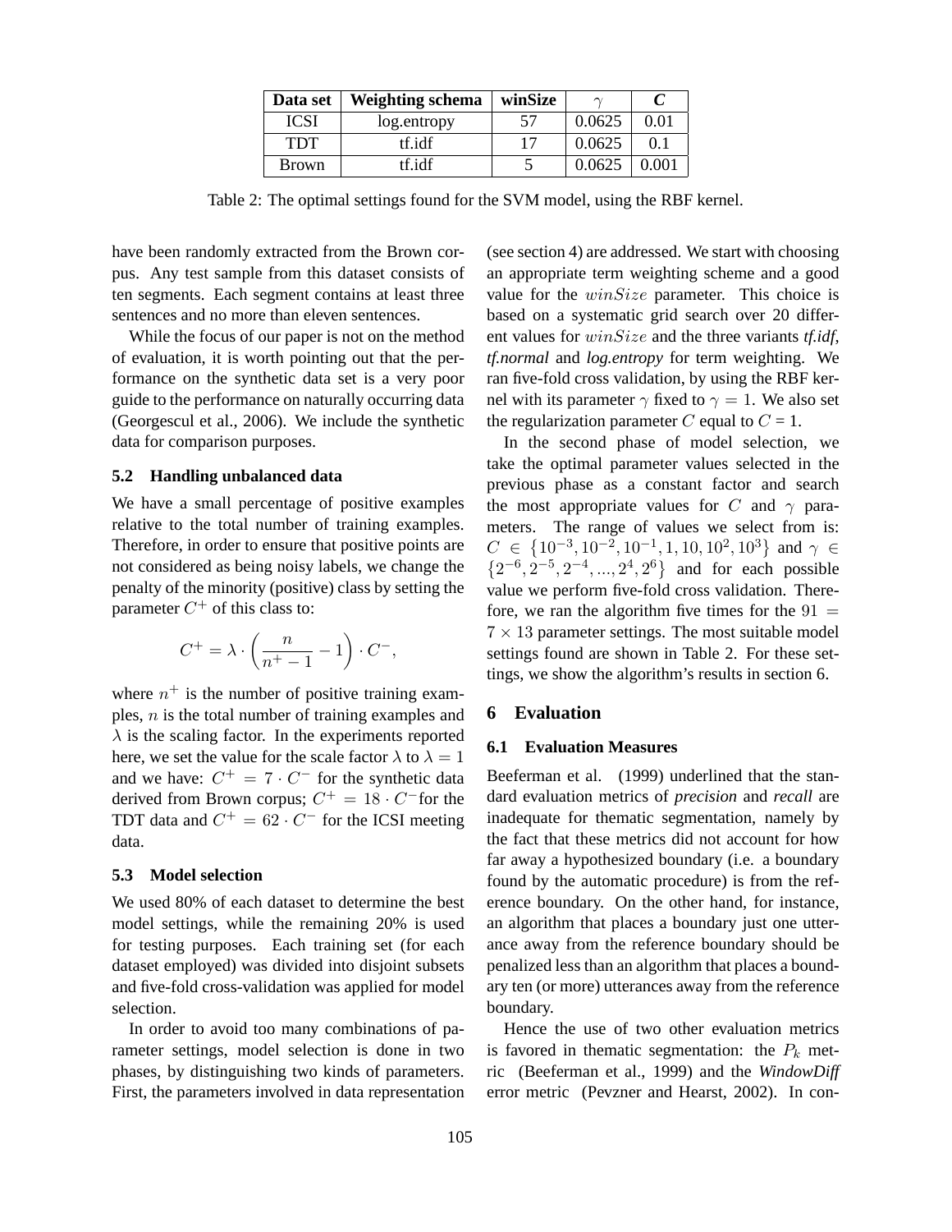| Data set | Weighting schema | winSize | $\gamma$ | *C* |
|---|---|---|---|---|
| ICSI | log.entropy | 57 | 0.0625 | 0.01 |
| TDT | tf.idf | 17 | 0.0625 | 0.1 |
| Brown | tf.idf | 5 | 0.0625 | 0.001 |

Table 2: The optimal settings found for the SVM model, using the RBF kernel.

have been randomly extracted from the Brown corpus. Any test sample from this dataset consists of ten segments. Each segment contains at least three sentences and no more than eleven sentences.

While the focus of our paper is not on the method of evaluation, it is worth pointing out that the performance on the synthetic data set is a very poor guide to the performance on naturally occurring data (Georgescul et al., 2006). We include the synthetic data for comparison purposes.

### 5.2 Handling unbalanced data

We have a small percentage of positive examples relative to the total number of training examples. Therefore, in order to ensure that positive points are not considered as being noisy labels, we change the penalty of the minority (positive) class by setting the parameter $C^+$ of this class to:

$$C^+ = \lambda \cdot \left( \frac{n}{n^+ - 1} - 1 \right) \cdot C^-,$$

where $n^+$ is the number of positive training examples, $n$ is the total number of training examples and $\lambda$ is the scaling factor. In the experiments reported here, we set the value for the scale factor $\lambda$ to $\lambda = 1$ and we have: $C^+ = 7 \cdot C^-$ for the synthetic data derived from Brown corpus; $C^+ = 18 \cdot C^-$ for the TDT data and $C^+ = 62 \cdot C^-$ for the ICSI meeting data.

### 5.3 Model selection

We used 80% of each dataset to determine the best model settings, while the remaining 20% is used for testing purposes. Each training set (for each dataset employed) was divided into disjoint subsets and five-fold cross-validation was applied for model selection.

In order to avoid too many combinations of parameter settings, model selection is done in two phases, by distinguishing two kinds of parameters. First, the parameters involved in data representation (see section 4) are addressed. We start with choosing an appropriate term weighting scheme and a good value for the $winSize$ parameter. This choice is based on a systematic grid search over 20 different values for $winSize$ and the three variants *tf.idf*, *tf.normal* and *log.entropy* for term weighting. We ran five-fold cross validation, by using the RBF kernel with its parameter $\gamma$ fixed to $\gamma = 1$. We also set the regularization parameter $C$ equal to $C = 1$.

In the second phase of model selection, we take the optimal parameter values selected in the previous phase as a constant factor and search the most appropriate values for $C$ and $\gamma$ parameters. The range of values we select from is: $C \in \{10^{-3}, 10^{-2}, 10^{-1}, 1, 10, 10^2, 10^3\}$ and $\gamma \in \{2^{-6}, 2^{-5}, 2^{-4}, ..., 2^4, 2^6\}$ and for each possible value we perform five-fold cross validation. Therefore, we ran the algorithm five times for the $91 = 7 \times 13$ parameter settings. The most suitable model settings found are shown in Table 2. For these settings, we show the algorithm's results in section 6.

## 6 Evaluation

### 6.1 Evaluation Measures

Beeferman et al. (1999) underlined that the standard evaluation metrics of *precision* and *recall* are inadequate for thematic segmentation, namely by the fact that these metrics did not account for how far away a hypothesized boundary (i.e. a boundary found by the automatic procedure) is from the reference boundary. On the other hand, for instance, an algorithm that places a boundary just one utterance away from the reference boundary should be penalized less than an algorithm that places a boundary ten (or more) utterances away from the reference boundary.

Hence the use of two other evaluation metrics is favored in thematic segmentation: the $P_k$ metric (Beeferman et al., 1999) and the *WindowDiff* error metric (Pevzner and Hearst, 2002). In con-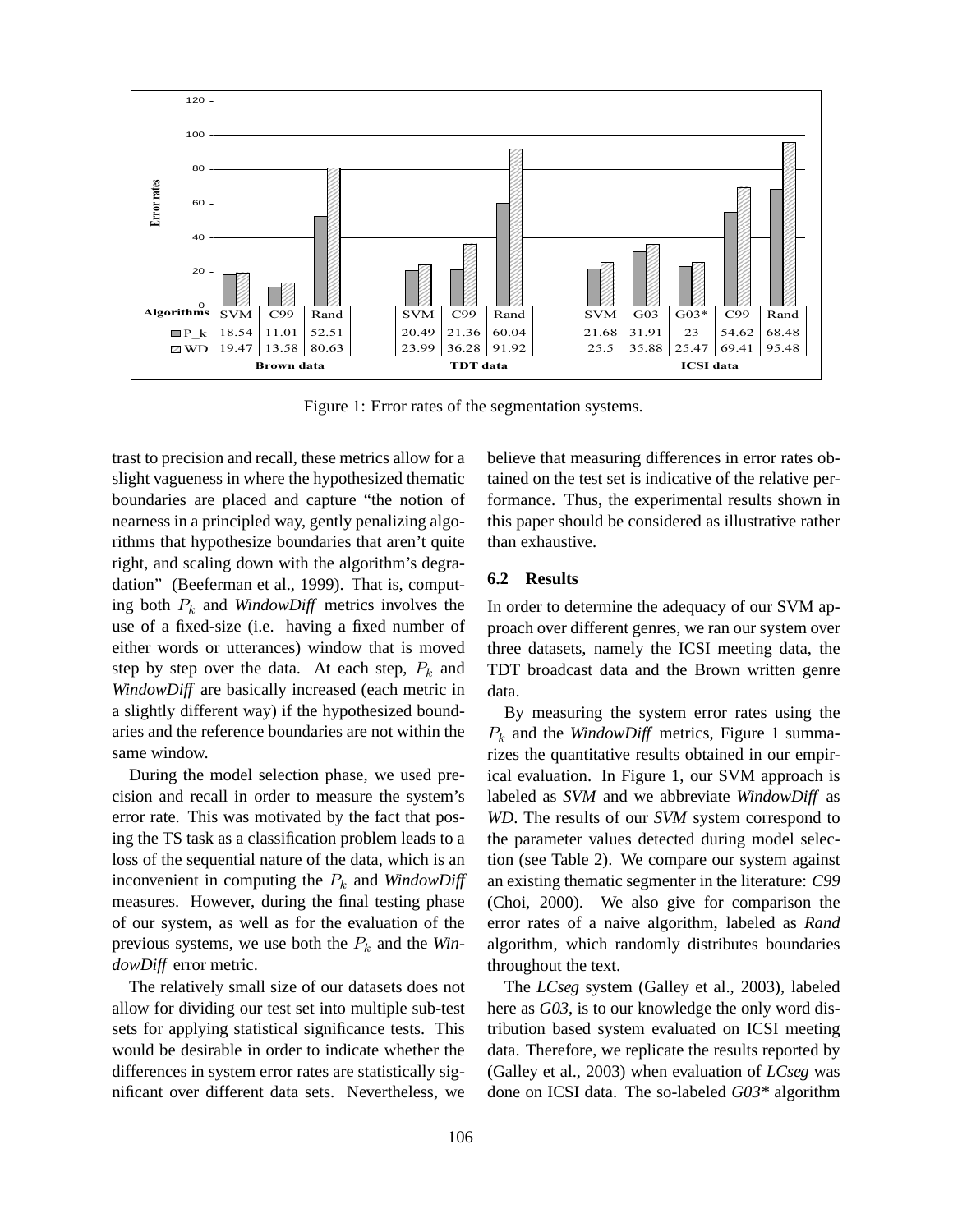| Algorithms | SVM | C99 | Rand | SVM | C99 | Rand | SVM | G03 | G03* | C99 | Rand |
|---|---|---|---|---|---|---|---|---|---|---|---|
| P_k | 18.54 | 11.01 | 52.51 | 20.49 | 21.36 | 60.04 | 21.68 | 31.91 | 23 | 54.62 | 68.48 |
| WD | 19.47 | 13.58 | 80.63 | 23.99 | 36.28 | 91.92 | 25.5 | 35.88 | 25.47 | 69.41 | 95.48 |
| | Brown data | | | TDT data | | | ICSI data | | | | |

Figure 1: Error rates of the segmentation systems.

trast to precision and recall, these metrics allow for a slight vagueness in where the hypothesized thematic boundaries are placed and capture "the notion of nearness in a principled way, gently penalizing algorithms that hypothesize boundaries that aren't quite right, and scaling down with the algorithm's degradation" (Beeferman et al., 1999). That is, computing both $P_k$ and *WindowDiff* metrics involves the use of a fixed-size (i.e. having a fixed number of either words or utterances) window that is moved step by step over the data. At each step, $P_k$ and *WindowDiff* are basically increased (each metric in a slightly different way) if the hypothesized boundaries and the reference boundaries are not within the same window.

During the model selection phase, we used precision and recall in order to measure the system's error rate. This was motivated by the fact that posing the TS task as a classification problem leads to a loss of the sequential nature of the data, which is an inconvenient in computing the $P_k$ and *WindowDiff* measures. However, during the final testing phase of our system, as well as for the evaluation of the previous systems, we use both the $P_k$ and the *WindowDiff* error metric.

The relatively small size of our datasets does not allow for dividing our test set into multiple sub-test sets for applying statistical significance tests. This would be desirable in order to indicate whether the differences in system error rates are statistically significant over different data sets. Nevertheless, we believe that measuring differences in error rates obtained on the test set is indicative of the relative performance. Thus, the experimental results shown in this paper should be considered as illustrative rather than exhaustive.

### 6.2 Results

In order to determine the adequacy of our SVM approach over different genres, we ran our system over three datasets, namely the ICSI meeting data, the TDT broadcast data and the Brown written genre data.

By measuring the system error rates using the $P_k$ and the *WindowDiff* metrics, Figure 1 summarizes the quantitative results obtained in our empirical evaluation. In Figure 1, our SVM approach is labeled as *SVM* and we abbreviate *WindowDiff* as *WD*. The results of our *SVM* system correspond to the parameter values detected during model selection (see Table 2). We compare our system against an existing thematic segmenter in the literature: *C99* (Choi, 2000). We also give for comparison the error rates of a naive algorithm, labeled as *Rand* algorithm, which randomly distributes boundaries throughout the text.

The *LCseg* system (Galley et al., 2003), labeled here as *G03*, is to our knowledge the only word distribution based system evaluated on ICSI meeting data. Therefore, we replicate the results reported by (Galley et al., 2003) when evaluation of *LCseg* was done on ICSI data. The so-labeled *G03** algorithm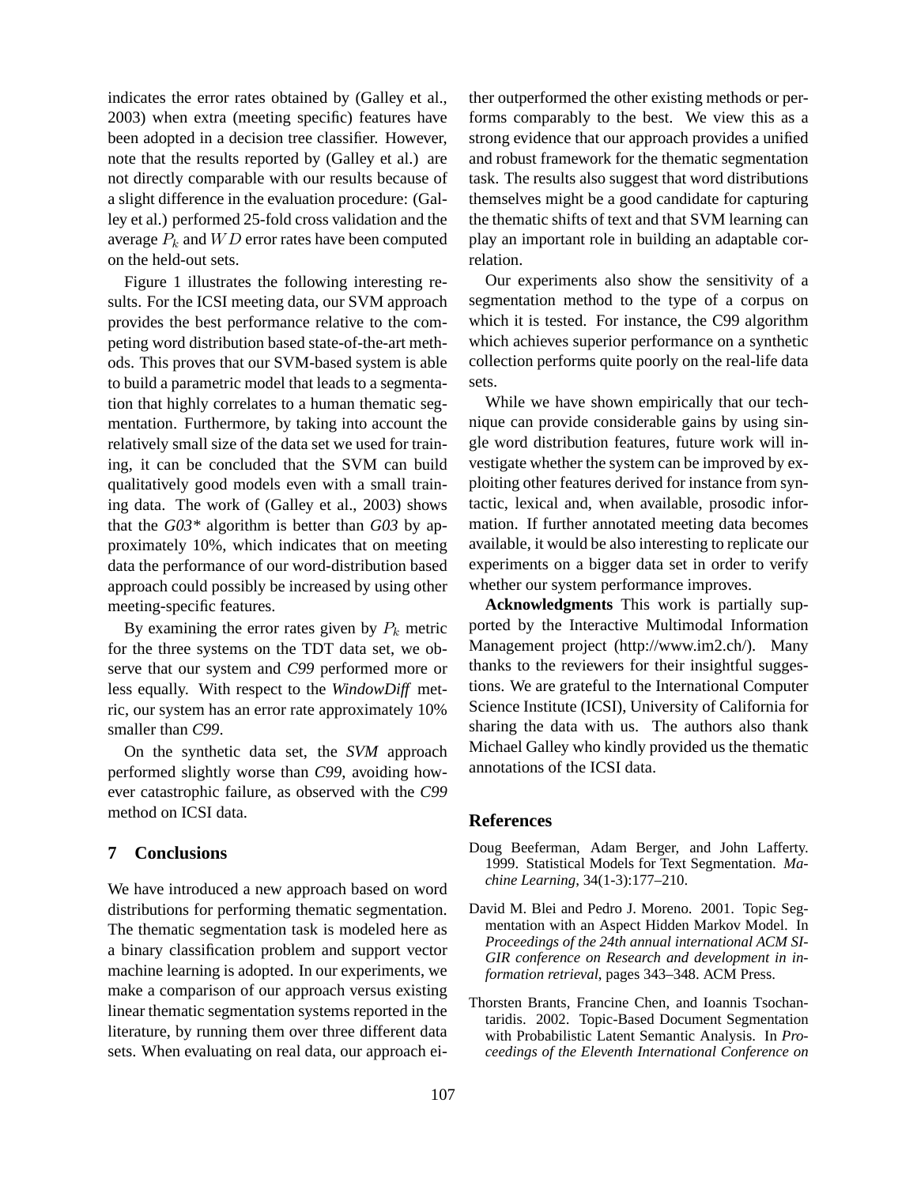indicates the error rates obtained by (Galley et al., 2003) when extra (meeting specific) features have been adopted in a decision tree classifier. However, note that the results reported by (Galley et al.) are not directly comparable with our results because of a slight difference in the evaluation procedure: (Galley et al.) performed 25-fold cross validation and the average $P_k$ and $WD$ error rates have been computed on the held-out sets.

Figure 1 illustrates the following interesting results. For the ICSI meeting data, our SVM approach provides the best performance relative to the competing word distribution based state-of-the-art methods. This proves that our SVM-based system is able to build a parametric model that leads to a segmentation that highly correlates to a human thematic segmentation. Furthermore, by taking into account the relatively small size of the data set we used for training, it can be concluded that the SVM can build qualitatively good models even with a small training data. The work of (Galley et al., 2003) shows that the *G03** algorithm is better than *G03* by approximately 10%, which indicates that on meeting data the performance of our word-distribution based approach could possibly be increased by using other meeting-specific features.

By examining the error rates given by $P_k$ metric for the three systems on the TDT data set, we observe that our system and *C99* performed more or less equally. With respect to the *WindowDiff* metric, our system has an error rate approximately 10% smaller than *C99*.

On the synthetic data set, the *SVM* approach performed slightly worse than *C99*, avoiding however catastrophic failure, as observed with the *C99* method on ICSI data.

## 7 Conclusions

We have introduced a new approach based on word distributions for performing thematic segmentation. The thematic segmentation task is modeled here as a binary classification problem and support vector machine learning is adopted. In our experiments, we make a comparison of our approach versus existing linear thematic segmentation systems reported in the literature, by running them over three different data sets. When evaluating on real data, our approach either outperformed the other existing methods or performs comparably to the best. We view this as a strong evidence that our approach provides a unified and robust framework for the thematic segmentation task. The results also suggest that word distributions themselves might be a good candidate for capturing the thematic shifts of text and that SVM learning can play an important role in building an adaptable correlation.

Our experiments also show the sensitivity of a segmentation method to the type of a corpus on which it is tested. For instance, the C99 algorithm which achieves superior performance on a synthetic collection performs quite poorly on the real-life data sets.

While we have shown empirically that our technique can provide considerable gains by using single word distribution features, future work will investigate whether the system can be improved by exploiting other features derived for instance from syntactic, lexical and, when available, prosodic information. If further annotated meeting data becomes available, it would be also interesting to replicate our experiments on a bigger data set in order to verify whether our system performance improves.

**Acknowledgments** This work is partially supported by the Interactive Multimodal Information Management project (http://www.im2.ch/). Many thanks to the reviewers for their insightful suggestions. We are grateful to the International Computer Science Institute (ICSI), University of California for sharing the data with us. The authors also thank Michael Galley who kindly provided us the thematic annotations of the ICSI data.

## References

Doug Beeferman, Adam Berger, and John Lafferty. 1999. Statistical Models for Text Segmentation. *Machine Learning*, 34(1-3):177–210.

David M. Blei and Pedro J. Moreno. 2001. Topic Segmentation with an Aspect Hidden Markov Model. In *Proceedings of the 24th annual international ACM SIGIR conference on Research and development in information retrieval*, pages 343–348. ACM Press.

Thorsten Brants, Francine Chen, and Ioannis Tsochantaridis. 2002. Topic-Based Document Segmentation with Probabilistic Latent Semantic Analysis. In *Proceedings of the Eleventh International Conference on*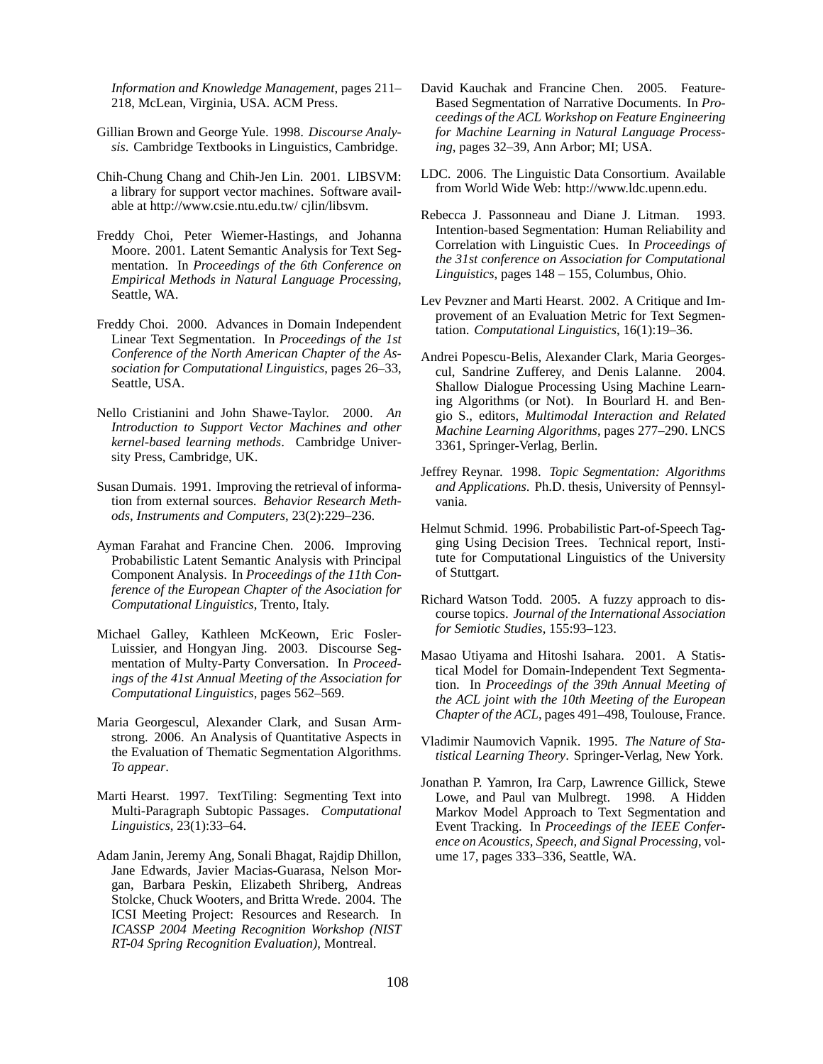*Information and Knowledge Management*, pages 211–218, McLean, Virginia, USA. ACM Press.

Gillian Brown and George Yule. 1998. *Discourse Analysis*. Cambridge Textbooks in Linguistics, Cambridge.

Chih-Chung Chang and Chih-Jen Lin. 2001. LIBSVM: a library for support vector machines. Software available at http://www.csie.ntu.edu.tw/ cjlin/libsvm.

Freddy Choi, Peter Wiemer-Hastings, and Johanna Moore. 2001. Latent Semantic Analysis for Text Segmentation. In *Proceedings of the 6th Conference on Empirical Methods in Natural Language Processing*, Seattle, WA.

Freddy Choi. 2000. Advances in Domain Independent Linear Text Segmentation. In *Proceedings of the 1st Conference of the North American Chapter of the Association for Computational Linguistics*, pages 26–33, Seattle, USA.

Nello Cristianini and John Shawe-Taylor. 2000. *An Introduction to Support Vector Machines and other kernel-based learning methods*. Cambridge University Press, Cambridge, UK.

Susan Dumais. 1991. Improving the retrieval of information from external sources. *Behavior Research Methods, Instruments and Computers*, 23(2):229–236.

Ayman Farahat and Francine Chen. 2006. Improving Probabilistic Latent Semantic Analysis with Principal Component Analysis. In *Proceedings of the 11th Conference of the European Chapter of the Asociation for Computational Linguistics*, Trento, Italy.

Michael Galley, Kathleen McKeown, Eric Fosler-Luissier, and Hongyan Jing. 2003. Discourse Segmentation of Multy-Party Conversation. In *Proceedings of the 41st Annual Meeting of the Association for Computational Linguistics*, pages 562–569.

Maria Georgescul, Alexander Clark, and Susan Armstrong. 2006. An Analysis of Quantitative Aspects in the Evaluation of Thematic Segmentation Algorithms. *To appear*.

Marti Hearst. 1997. TextTiling: Segmenting Text into Multi-Paragraph Subtopic Passages. *Computational Linguistics*, 23(1):33–64.

Adam Janin, Jeremy Ang, Sonali Bhagat, Rajdip Dhillon, Jane Edwards, Javier Macias-Guarasa, Nelson Morgan, Barbara Peskin, Elizabeth Shriberg, Andreas Stolcke, Chuck Wooters, and Britta Wrede. 2004. The ICSI Meeting Project: Resources and Research. In *ICASSP 2004 Meeting Recognition Workshop (NIST RT-04 Spring Recognition Evaluation)*, Montreal.

David Kauchak and Francine Chen. 2005. Feature-Based Segmentation of Narrative Documents. In *Proceedings of the ACL Workshop on Feature Engineering for Machine Learning in Natural Language Processing*, pages 32–39, Ann Arbor; MI; USA.

LDC. 2006. The Linguistic Data Consortium. Available from World Wide Web: http://www.ldc.upenn.edu.

Rebecca J. Passonneau and Diane J. Litman. 1993. Intention-based Segmentation: Human Reliability and Correlation with Linguistic Cues. In *Proceedings of the 31st conference on Association for Computational Linguistics*, pages 148 – 155, Columbus, Ohio.

Lev Pevzner and Marti Hearst. 2002. A Critique and Improvement of an Evaluation Metric for Text Segmentation. *Computational Linguistics*, 16(1):19–36.

Andrei Popescu-Belis, Alexander Clark, Maria Georgescul, Sandrine Zufferey, and Denis Lalanne. 2004. Shallow Dialogue Processing Using Machine Learning Algorithms (or Not). In Bourlard H. and Bengio S., editors, *Multimodal Interaction and Related Machine Learning Algorithms*, pages 277–290. LNCS 3361, Springer-Verlag, Berlin.

Jeffrey Reynar. 1998. *Topic Segmentation: Algorithms and Applications*. Ph.D. thesis, University of Pennsylvania.

Helmut Schmid. 1996. Probabilistic Part-of-Speech Tagging Using Decision Trees. Technical report, Institute for Computational Linguistics of the University of Stuttgart.

Richard Watson Todd. 2005. A fuzzy approach to discourse topics. *Journal of the International Association for Semiotic Studies*, 155:93–123.

Masao Utiyama and Hitoshi Isahara. 2001. A Statistical Model for Domain-Independent Text Segmentation. In *Proceedings of the 39th Annual Meeting of the ACL joint with the 10th Meeting of the European Chapter of the ACL*, pages 491–498, Toulouse, France.

Vladimir Naumovich Vapnik. 1995. *The Nature of Statistical Learning Theory*. Springer-Verlag, New York.

Jonathan P. Yamron, Ira Carp, Lawrence Gillick, Stewe Lowe, and Paul van Mulbregt. 1998. A Hidden Markov Model Approach to Text Segmentation and Event Tracking. In *Proceedings of the IEEE Conference on Acoustics, Speech, and Signal Processing*, volume 17, pages 333–336, Seattle, WA.